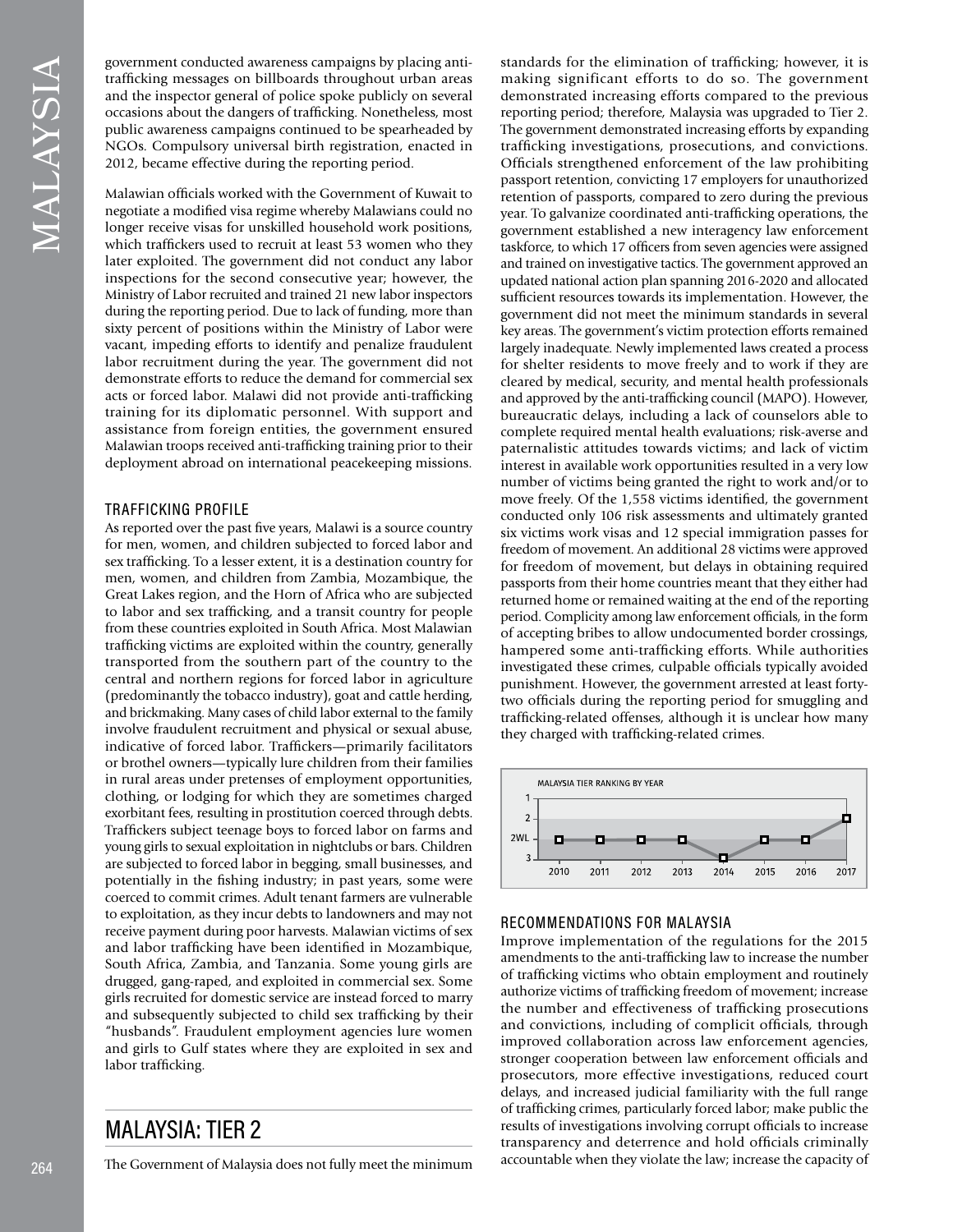government conducted awareness campaigns by placing anti-trafficking messages on billboards throughout urban areas and the inspector general of police spoke publicly on several occasions about the dangers of trafficking. Nonetheless, most public awareness campaigns continued to be spearheaded by NGOs. Compulsory universal birth registration, enacted in 2012, became effective during the reporting period.

Malawian officials worked with the Government of Kuwait to negotiate a modified visa regime whereby Malawians could no longer receive visas for unskilled household work positions, which traffickers used to recruit at least 53 women who they later exploited. The government did not conduct any labor inspections for the second consecutive year; however, the Ministry of Labor recruited and trained 21 new labor inspectors during the reporting period. Due to lack of funding, more than sixty percent of positions within the Ministry of Labor were vacant, impeding efforts to identify and penalize fraudulent labor recruitment during the year. The government did not demonstrate efforts to reduce the demand for commercial sex acts or forced labor. Malawi did not provide anti-trafficking training for its diplomatic personnel. With support and assistance from foreign entities, the government ensured Malawian troops received anti-trafficking training prior to their deployment abroad on international peacekeeping missions.

### TRAFFICKING PROFILE

As reported over the past five years, Malawi is a source country for men, women, and children subjected to forced labor and sex trafficking. To a lesser extent, it is a destination country for men, women, and children from Zambia, Mozambique, the Great Lakes region, and the Horn of Africa who are subjected to labor and sex trafficking, and a transit country for people from these countries exploited in South Africa. Most Malawian trafficking victims are exploited within the country, generally transported from the southern part of the country to the central and northern regions for forced labor in agriculture (predominantly the tobacco industry), goat and cattle herding, and brickmaking. Many cases of child labor external to the family involve fraudulent recruitment and physical or sexual abuse, indicative of forced labor. Traffickers—primarily facilitators or brothel owners—typically lure children from their families in rural areas under pretenses of employment opportunities, clothing, or lodging for which they are sometimes charged exorbitant fees, resulting in prostitution coerced through debts. Traffickers subject teenage boys to forced labor on farms and young girls to sexual exploitation in nightclubs or bars. Children are subjected to forced labor in begging, small businesses, and potentially in the fishing industry; in past years, some were coerced to commit crimes. Adult tenant farmers are vulnerable to exploitation, as they incur debts to landowners and may not receive payment during poor harvests. Malawian victims of sex and labor trafficking have been identified in Mozambique, South Africa, Zambia, and Tanzania. Some young girls are drugged, gang-raped, and exploited in commercial sex. Some girls recruited for domestic service are instead forced to marry and subsequently subjected to child sex trafficking by their "husbands". Fraudulent employment agencies lure women and girls to Gulf states where they are exploited in sex and labor trafficking.

## MALAYSIA: TIER 2

The Government of Malaysia does not fully meet the minimum standards for the elimination of trafficking; however, it is making significant efforts to do so. The government demonstrated increasing efforts compared to the previous reporting period; therefore, Malaysia was upgraded to Tier 2. The government demonstrated increasing efforts by expanding trafficking investigations, prosecutions, and convictions. Officials strengthened enforcement of the law prohibiting passport retention, convicting 17 employers for unauthorized retention of passports, compared to zero during the previous year. To galvanize coordinated anti-trafficking operations, the government established a new interagency law enforcement taskforce, to which 17 officers from seven agencies were assigned and trained on investigative tactics. The government approved an updated national action plan spanning 2016-2020 and allocated sufficient resources towards its implementation. However, the government did not meet the minimum standards in several key areas. The government's victim protection efforts remained largely inadequate. Newly implemented laws created a process for shelter residents to move freely and to work if they are cleared by medical, security, and mental health professionals and approved by the anti-trafficking council (MAPO). However, bureaucratic delays, including a lack of counselors able to complete required mental health evaluations; risk-averse and paternalistic attitudes towards victims; and lack of victim interest in available work opportunities resulted in a very low number of victims being granted the right to work and/or to move freely. Of the 1,558 victims identified, the government conducted only 106 risk assessments and ultimately granted six victims work visas and 12 special immigration passes for freedom of movement. An additional 28 victims were approved for freedom of movement, but delays in obtaining required passports from their home countries meant that they either had returned home or remained waiting at the end of the reporting period. Complicity among law enforcement officials, in the form of accepting bribes to allow undocumented border crossings, hampered some anti-trafficking efforts. While authorities investigated these crimes, culpable officials typically avoided punishment. However, the government arrested at least forty-two officials during the reporting period for smuggling and trafficking-related offenses, although it is unclear how many they charged with trafficking-related crimes.

MALAYSIA TIER RANKING BY YEAR

| Year | 2010 | 2011 | 2012 | 2013 | 2014 | 2015 | 2016 | 2017 |
|---|---|---|---|---|---|---|---|---|
| Tier | 2WL | 2WL | 2WL | 2WL | 3 | 2WL | 2WL | 2 |

### RECOMMENDATIONS FOR MALAYSIA

Improve implementation of the regulations for the 2015 amendments to the anti-trafficking law to increase the number of trafficking victims who obtain employment and routinely authorize victims of trafficking freedom of movement; increase the number and effectiveness of trafficking prosecutions and convictions, including of complicit officials, through improved collaboration across law enforcement agencies, stronger cooperation between law enforcement officials and prosecutors, more effective investigations, reduced court delays, and increased judicial familiarity with the full range of trafficking crimes, particularly forced labor; make public the results of investigations involving corrupt officials to increase transparency and deterrence and hold officials criminally accountable when they violate the law; increase the capacity of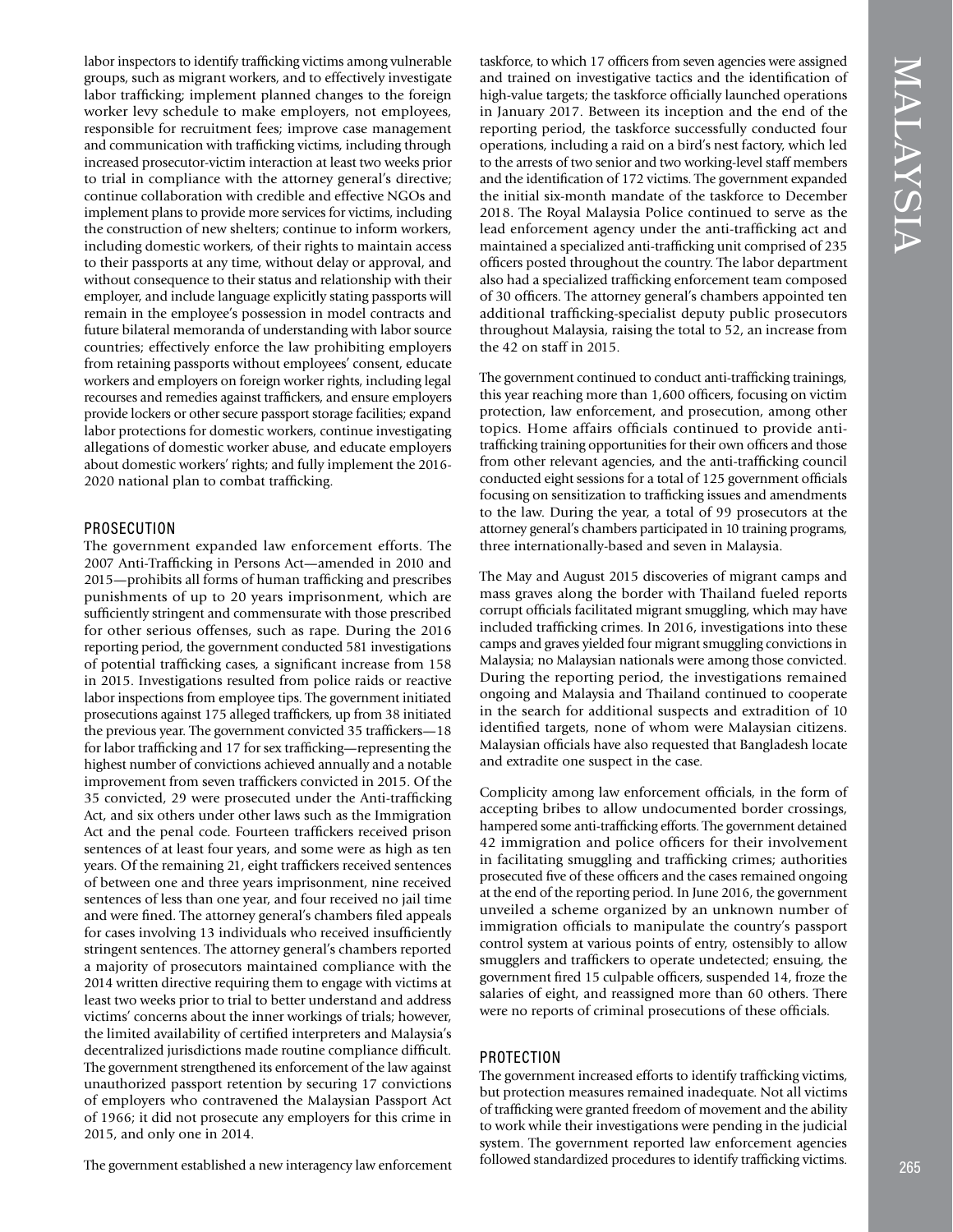labor inspectors to identify trafficking victims among vulnerable groups, such as migrant workers, and to effectively investigate labor trafficking; implement planned changes to the foreign worker levy schedule to make employers, not employees, responsible for recruitment fees; improve case management and communication with trafficking victims, including through increased prosecutor-victim interaction at least two weeks prior to trial in compliance with the attorney general's directive; continue collaboration with credible and effective NGOs and implement plans to provide more services for victims, including the construction of new shelters; continue to inform workers, including domestic workers, of their rights to maintain access to their passports at any time, without delay or approval, and without consequence to their status and relationship with their employer, and include language explicitly stating passports will remain in the employee's possession in model contracts and future bilateral memoranda of understanding with labor source countries; effectively enforce the law prohibiting employers from retaining passports without employees' consent, educate workers and employers on foreign worker rights, including legal recourses and remedies against traffickers, and ensure employers provide lockers or other secure passport storage facilities; expand labor protections for domestic workers, continue investigating allegations of domestic worker abuse, and educate employers about domestic workers' rights; and fully implement the 2016-2020 national plan to combat trafficking.

## PROSECUTION

The government expanded law enforcement efforts. The 2007 Anti-Trafficking in Persons Act—amended in 2010 and 2015—prohibits all forms of human trafficking and prescribes punishments of up to 20 years imprisonment, which are sufficiently stringent and commensurate with those prescribed for other serious offenses, such as rape. During the 2016 reporting period, the government conducted 581 investigations of potential trafficking cases, a significant increase from 158 in 2015. Investigations resulted from police raids or reactive labor inspections from employee tips. The government initiated prosecutions against 175 alleged traffickers, up from 38 initiated the previous year. The government convicted 35 traffickers—18 for labor trafficking and 17 for sex trafficking—representing the highest number of convictions achieved annually and a notable improvement from seven traffickers convicted in 2015. Of the 35 convicted, 29 were prosecuted under the Anti-trafficking Act, and six others under other laws such as the Immigration Act and the penal code. Fourteen traffickers received prison sentences of at least four years, and some were as high as ten years. Of the remaining 21, eight traffickers received sentences of between one and three years imprisonment, nine received sentences of less than one year, and four received no jail time and were fined. The attorney general's chambers filed appeals for cases involving 13 individuals who received insufficiently stringent sentences. The attorney general's chambers reported a majority of prosecutors maintained compliance with the 2014 written directive requiring them to engage with victims at least two weeks prior to trial to better understand and address victims' concerns about the inner workings of trials; however, the limited availability of certified interpreters and Malaysia's decentralized jurisdictions made routine compliance difficult. The government strengthened its enforcement of the law against unauthorized passport retention by securing 17 convictions of employers who contravened the Malaysian Passport Act of 1966; it did not prosecute any employers for this crime in 2015, and only one in 2014.

The government established a new interagency law enforcement taskforce, to which 17 officers from seven agencies were assigned and trained on investigative tactics and the identification of high-value targets; the taskforce officially launched operations in January 2017. Between its inception and the end of the reporting period, the taskforce successfully conducted four operations, including a raid on a bird's nest factory, which led to the arrests of two senior and two working-level staff members and the identification of 172 victims. The government expanded the initial six-month mandate of the taskforce to December 2018. The Royal Malaysia Police continued to serve as the lead enforcement agency under the anti-trafficking act and maintained a specialized anti-trafficking unit comprised of 235 officers posted throughout the country. The labor department also had a specialized trafficking enforcement team composed of 30 officers. The attorney general's chambers appointed ten additional trafficking-specialist deputy public prosecutors throughout Malaysia, raising the total to 52, an increase from the 42 on staff in 2015.

The government continued to conduct anti-trafficking trainings, this year reaching more than 1,600 officers, focusing on victim protection, law enforcement, and prosecution, among other topics. Home affairs officials continued to provide anti-trafficking training opportunities for their own officers and those from other relevant agencies, and the anti-trafficking council conducted eight sessions for a total of 125 government officials focusing on sensitization to trafficking issues and amendments to the law. During the year, a total of 99 prosecutors at the attorney general's chambers participated in 10 training programs, three internationally-based and seven in Malaysia.

The May and August 2015 discoveries of migrant camps and mass graves along the border with Thailand fueled reports corrupt officials facilitated migrant smuggling, which may have included trafficking crimes. In 2016, investigations into these camps and graves yielded four migrant smuggling convictions in Malaysia; no Malaysian nationals were among those convicted. During the reporting period, the investigations remained ongoing and Malaysia and Thailand continued to cooperate in the search for additional suspects and extradition of 10 identified targets, none of whom were Malaysian citizens. Malaysian officials have also requested that Bangladesh locate and extradite one suspect in the case.

Complicity among law enforcement officials, in the form of accepting bribes to allow undocumented border crossings, hampered some anti-trafficking efforts. The government detained 42 immigration and police officers for their involvement in facilitating smuggling and trafficking crimes; authorities prosecuted five of these officers and the cases remained ongoing at the end of the reporting period. In June 2016, the government unveiled a scheme organized by an unknown number of immigration officials to manipulate the country's passport control system at various points of entry, ostensibly to allow smugglers and traffickers to operate undetected; ensuing, the government fired 15 culpable officers, suspended 14, froze the salaries of eight, and reassigned more than 60 others. There were no reports of criminal prosecutions of these officials.

## PROTECTION

The government increased efforts to identify trafficking victims, but protection measures remained inadequate. Not all victims of trafficking were granted freedom of movement and the ability to work while their investigations were pending in the judicial system. The government reported law enforcement agencies followed standardized procedures to identify trafficking victims.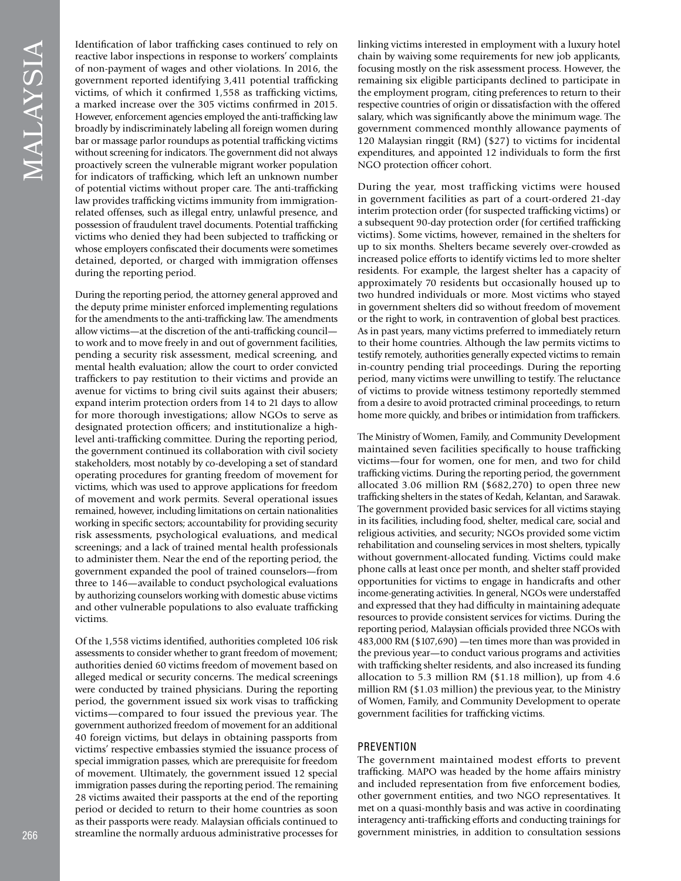Identification of labor trafficking cases continued to rely on reactive labor inspections in response to workers' complaints of non-payment of wages and other violations. In 2016, the government reported identifying 3,411 potential trafficking victims, of which it confirmed 1,558 as trafficking victims, a marked increase over the 305 victims confirmed in 2015. However, enforcement agencies employed the anti-trafficking law broadly by indiscriminately labeling all foreign women during bar or massage parlor roundups as potential trafficking victims without screening for indicators. The government did not always proactively screen the vulnerable migrant worker population for indicators of trafficking, which left an unknown number of potential victims without proper care. The anti-trafficking law provides trafficking victims immunity from immigration-related offenses, such as illegal entry, unlawful presence, and possession of fraudulent travel documents. Potential trafficking victims who denied they had been subjected to trafficking or whose employers confiscated their documents were sometimes detained, deported, or charged with immigration offenses during the reporting period.

During the reporting period, the attorney general approved and the deputy prime minister enforced implementing regulations for the amendments to the anti-trafficking law. The amendments allow victims—at the discretion of the anti-trafficking council—to work and to move freely in and out of government facilities, pending a security risk assessment, medical screening, and mental health evaluation; allow the court to order convicted traffickers to pay restitution to their victims and provide an avenue for victims to bring civil suits against their abusers; expand interim protection orders from 14 to 21 days to allow for more thorough investigations; allow NGOs to serve as designated protection officers; and institutionalize a high-level anti-trafficking committee. During the reporting period, the government continued its collaboration with civil society stakeholders, most notably by co-developing a set of standard operating procedures for granting freedom of movement for victims, which was used to approve applications for freedom of movement and work permits. Several operational issues remained, however, including limitations on certain nationalities working in specific sectors; accountability for providing security risk assessments, psychological evaluations, and medical screenings; and a lack of trained mental health professionals to administer them. Near the end of the reporting period, the government expanded the pool of trained counselors—from three to 146—available to conduct psychological evaluations by authorizing counselors working with domestic abuse victims and other vulnerable populations to also evaluate trafficking victims.

Of the 1,558 victims identified, authorities completed 106 risk assessments to consider whether to grant freedom of movement; authorities denied 60 victims freedom of movement based on alleged medical or security concerns. The medical screenings were conducted by trained physicians. During the reporting period, the government issued six work visas to trafficking victims—compared to four issued the previous year. The government authorized freedom of movement for an additional 40 foreign victims, but delays in obtaining passports from victims' respective embassies stymied the issuance process of special immigration passes, which are prerequisite for freedom of movement. Ultimately, the government issued 12 special immigration passes during the reporting period. The remaining 28 victims awaited their passports at the end of the reporting period or decided to return to their home countries as soon as their passports were ready. Malaysian officials continued to streamline the normally arduous administrative processes for linking victims interested in employment with a luxury hotel chain by waiving some requirements for new job applicants, focusing mostly on the risk assessment process. However, the remaining six eligible participants declined to participate in the employment program, citing preferences to return to their respective countries of origin or dissatisfaction with the offered salary, which was significantly above the minimum wage. The government commenced monthly allowance payments of 120 Malaysian ringgit (RM) ($27) to victims for incidental expenditures, and appointed 12 individuals to form the first NGO protection officer cohort.

During the year, most trafficking victims were housed in government facilities as part of a court-ordered 21-day interim protection order (for suspected trafficking victims) or a subsequent 90-day protection order (for certified trafficking victims). Some victims, however, remained in the shelters for up to six months. Shelters became severely over-crowded as increased police efforts to identify victims led to more shelter residents. For example, the largest shelter has a capacity of approximately 70 residents but occasionally housed up to two hundred individuals or more. Most victims who stayed in government shelters did so without freedom of movement or the right to work, in contravention of global best practices. As in past years, many victims preferred to immediately return to their home countries. Although the law permits victims to testify remotely, authorities generally expected victims to remain in-country pending trial proceedings. During the reporting period, many victims were unwilling to testify. The reluctance of victims to provide witness testimony reportedly stemmed from a desire to avoid protracted criminal proceedings, to return home more quickly, and bribes or intimidation from traffickers.

The Ministry of Women, Family, and Community Development maintained seven facilities specifically to house trafficking victims—four for women, one for men, and two for child trafficking victims. During the reporting period, the government allocated 3.06 million RM ($682,270) to open three new trafficking shelters in the states of Kedah, Kelantan, and Sarawak. The government provided basic services for all victims staying in its facilities, including food, shelter, medical care, social and religious activities, and security; NGOs provided some victim rehabilitation and counseling services in most shelters, typically without government-allocated funding. Victims could make phone calls at least once per month, and shelter staff provided opportunities for victims to engage in handicrafts and other income-generating activities. In general, NGOs were understaffed and expressed that they had difficulty in maintaining adequate resources to provide consistent services for victims. During the reporting period, Malaysian officials provided three NGOs with 483,000 RM ($107,690) —ten times more than was provided in the previous year—to conduct various programs and activities with trafficking shelter residents, and also increased its funding allocation to 5.3 million RM ($1.18 million), up from 4.6 million RM ($1.03 million) the previous year, to the Ministry of Women, Family, and Community Development to operate government facilities for trafficking victims.

## PREVENTION

The government maintained modest efforts to prevent trafficking. MAPO was headed by the home affairs ministry and included representation from five enforcement bodies, other government entities, and two NGO representatives. It met on a quasi-monthly basis and was active in coordinating interagency anti-trafficking efforts and conducting trainings for government ministries, in addition to consultation sessions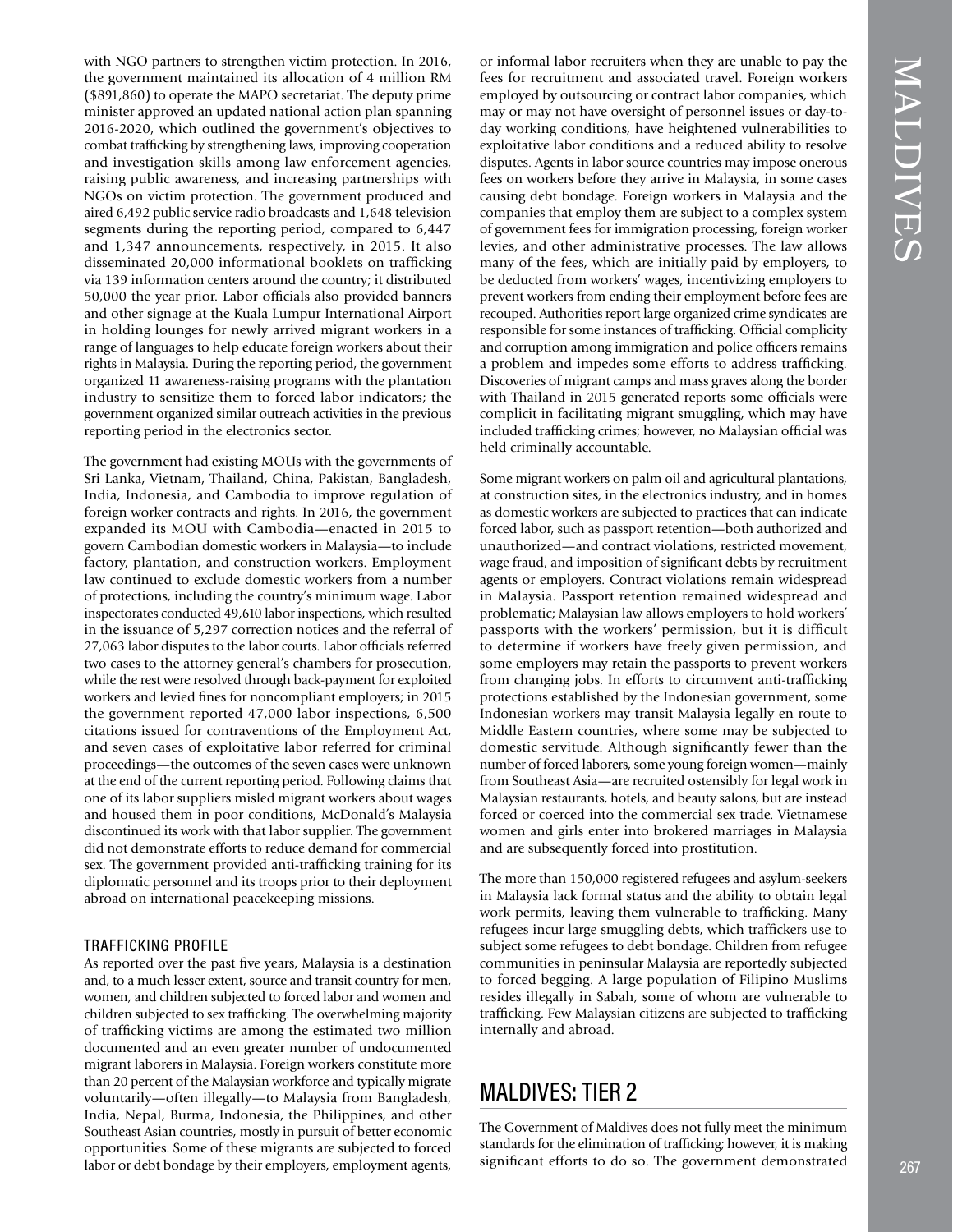with NGO partners to strengthen victim protection. In 2016, the government maintained its allocation of 4 million RM ($891,860) to operate the MAPO secretariat. The deputy prime minister approved an updated national action plan spanning 2016-2020, which outlined the government's objectives to combat trafficking by strengthening laws, improving cooperation and investigation skills among law enforcement agencies, raising public awareness, and increasing partnerships with NGOs on victim protection. The government produced and aired 6,492 public service radio broadcasts and 1,648 television segments during the reporting period, compared to 6,447 and 1,347 announcements, respectively, in 2015. It also disseminated 20,000 informational booklets on trafficking via 139 information centers around the country; it distributed 50,000 the year prior. Labor officials also provided banners and other signage at the Kuala Lumpur International Airport in holding lounges for newly arrived migrant workers in a range of languages to help educate foreign workers about their rights in Malaysia. During the reporting period, the government organized 11 awareness-raising programs with the plantation industry to sensitize them to forced labor indicators; the government organized similar outreach activities in the previous reporting period in the electronics sector.

The government had existing MOUs with the governments of Sri Lanka, Vietnam, Thailand, China, Pakistan, Bangladesh, India, Indonesia, and Cambodia to improve regulation of foreign worker contracts and rights. In 2016, the government expanded its MOU with Cambodia—enacted in 2015 to govern Cambodian domestic workers in Malaysia—to include factory, plantation, and construction workers. Employment law continued to exclude domestic workers from a number of protections, including the country's minimum wage. Labor inspectorates conducted 49,610 labor inspections, which resulted in the issuance of 5,297 correction notices and the referral of 27,063 labor disputes to the labor courts. Labor officials referred two cases to the attorney general's chambers for prosecution, while the rest were resolved through back-payment for exploited workers and levied fines for noncompliant employers; in 2015 the government reported 47,000 labor inspections, 6,500 citations issued for contraventions of the Employment Act, and seven cases of exploitative labor referred for criminal proceedings—the outcomes of the seven cases were unknown at the end of the current reporting period. Following claims that one of its labor suppliers misled migrant workers about wages and housed them in poor conditions, McDonald's Malaysia discontinued its work with that labor supplier. The government did not demonstrate efforts to reduce demand for commercial sex. The government provided anti-trafficking training for its diplomatic personnel and its troops prior to their deployment abroad on international peacekeeping missions.

### TRAFFICKING PROFILE

As reported over the past five years, Malaysia is a destination and, to a much lesser extent, source and transit country for men, women, and children subjected to forced labor and women and children subjected to sex trafficking. The overwhelming majority of trafficking victims are among the estimated two million documented and an even greater number of undocumented migrant laborers in Malaysia. Foreign workers constitute more than 20 percent of the Malaysian workforce and typically migrate voluntarily—often illegally—to Malaysia from Bangladesh, India, Nepal, Burma, Indonesia, the Philippines, and other Southeast Asian countries, mostly in pursuit of better economic opportunities. Some of these migrants are subjected to forced labor or debt bondage by their employers, employment agents, or informal labor recruiters when they are unable to pay the fees for recruitment and associated travel. Foreign workers employed by outsourcing or contract labor companies, which may or may not have oversight of personnel issues or day-to-day working conditions, have heightened vulnerabilities to exploitative labor conditions and a reduced ability to resolve disputes. Agents in labor source countries may impose onerous fees on workers before they arrive in Malaysia, in some cases causing debt bondage. Foreign workers in Malaysia and the companies that employ them are subject to a complex system of government fees for immigration processing, foreign worker levies, and other administrative processes. The law allows many of the fees, which are initially paid by employers, to be deducted from workers' wages, incentivizing employers to prevent workers from ending their employment before fees are recouped. Authorities report large organized crime syndicates are responsible for some instances of trafficking. Official complicity and corruption among immigration and police officers remains a problem and impedes some efforts to address trafficking. Discoveries of migrant camps and mass graves along the border with Thailand in 2015 generated reports some officials were complicit in facilitating migrant smuggling, which may have included trafficking crimes; however, no Malaysian official was held criminally accountable.

Some migrant workers on palm oil and agricultural plantations, at construction sites, in the electronics industry, and in homes as domestic workers are subjected to practices that can indicate forced labor, such as passport retention—both authorized and unauthorized—and contract violations, restricted movement, wage fraud, and imposition of significant debts by recruitment agents or employers. Contract violations remain widespread in Malaysia. Passport retention remained widespread and problematic; Malaysian law allows employers to hold workers' passports with the workers' permission, but it is difficult to determine if workers have freely given permission, and some employers may retain the passports to prevent workers from changing jobs. In efforts to circumvent anti-trafficking protections established by the Indonesian government, some Indonesian workers may transit Malaysia legally en route to Middle Eastern countries, where some may be subjected to domestic servitude. Although significantly fewer than the number of forced laborers, some young foreign women—mainly from Southeast Asia—are recruited ostensibly for legal work in Malaysian restaurants, hotels, and beauty salons, but are instead forced or coerced into the commercial sex trade. Vietnamese women and girls enter into brokered marriages in Malaysia and are subsequently forced into prostitution.

The more than 150,000 registered refugees and asylum-seekers in Malaysia lack formal status and the ability to obtain legal work permits, leaving them vulnerable to trafficking. Many refugees incur large smuggling debts, which traffickers use to subject some refugees to debt bondage. Children from refugee communities in peninsular Malaysia are reportedly subjected to forced begging. A large population of Filipino Muslims resides illegally in Sabah, some of whom are vulnerable to trafficking. Few Malaysian citizens are subjected to trafficking internally and abroad.

## MALDIVES: TIER 2

The Government of Maldives does not fully meet the minimum standards for the elimination of trafficking; however, it is making significant efforts to do so. The government demonstrated